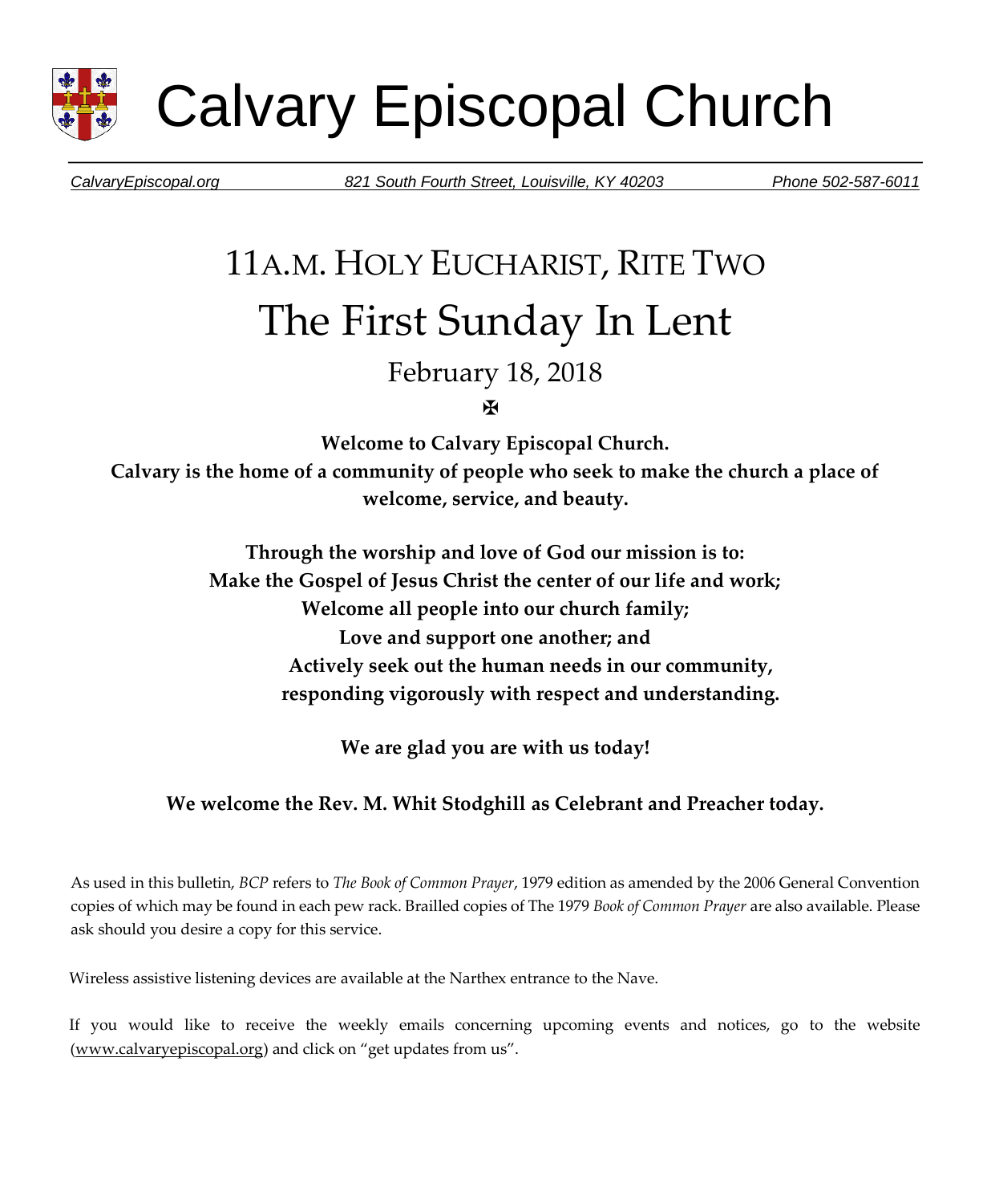# Calvary Episcopal Church

*CalvaryEpiscopal.org* *821 South Fourth Street, Louisville, KY 40203* *Phone 502-587-6011*

## 11A.M. HOLY EUCHARIST, RITE TWO

# The First Sunday In Lent

### February 18, 2018

✠

**Welcome to Calvary Episcopal Church.**
**Calvary is the home of a community of people who seek to make the church a place of welcome, service, and beauty.**

**Through the worship and love of God our mission is to:**
**Make the Gospel of Jesus Christ the center of our life and work;**
**Welcome all people into our church family;**
**Love and support one another; and**
**Actively seek out the human needs in our community, responding vigorously with respect and understanding.**

**We are glad you are with us today!**

**We welcome the Rev. M. Whit Stodghill as Celebrant and Preacher today.**

As used in this bulletin, *BCP* refers to *The Book of Common Prayer*, 1979 edition as amended by the 2006 General Convention copies of which may be found in each pew rack. Brailled copies of The 1979 *Book of Common Prayer* are also available. Please ask should you desire a copy for this service.

Wireless assistive listening devices are available at the Narthex entrance to the Nave.

If you would like to receive the weekly emails concerning upcoming events and notices, go to the website (www.calvaryepiscopal.org) and click on "get updates from us".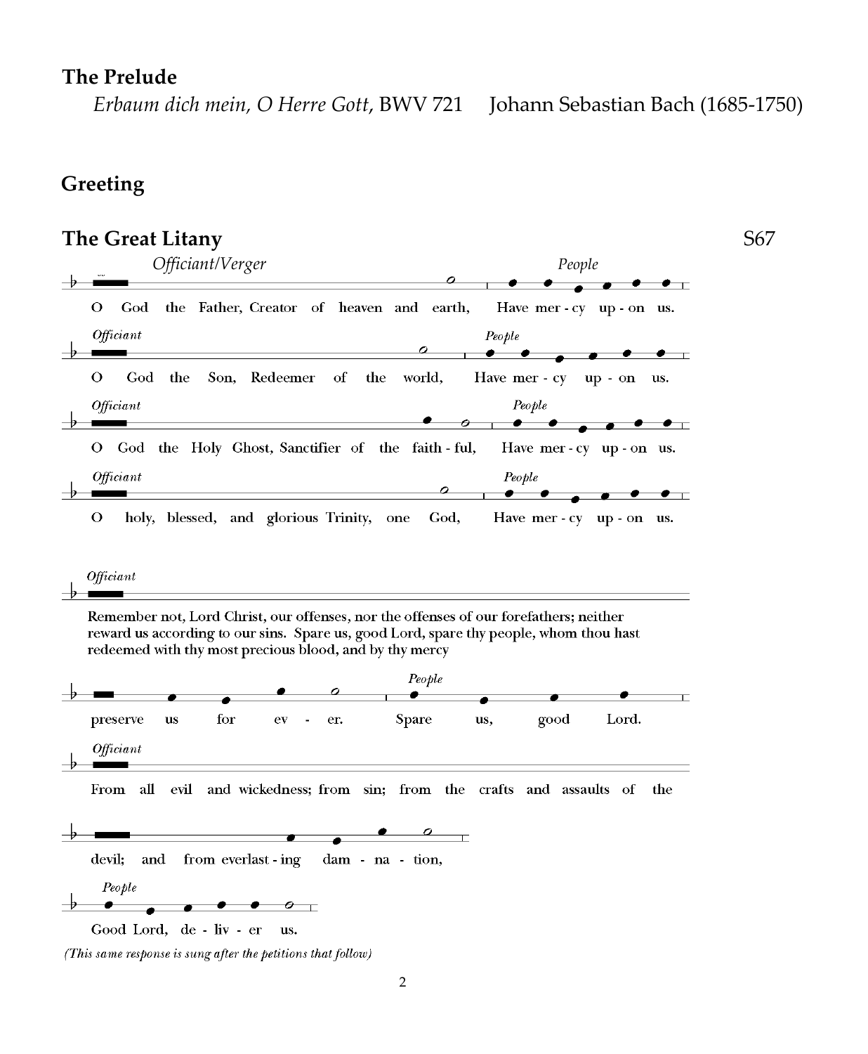## The Prelude

*Erbaum dich mein, O Herre Gott,* BWV 721    Johann Sebastian Bach (1685-1750)

## Greeting

## The Great Litany    S67

*Officiant/Verger*

O God the Father, Creator of heaven and earth,

*People*

Have mer - cy up - on us.

*Officiant*

O God the Son, Redeemer of the world,

*People*

Have mer - cy up - on us.

*Officiant*

O God the Holy Ghost, Sanctifier of the faith - ful,

*People*

Have mer - cy up - on us.

*Officiant*

O holy, blessed, and glorious Trinity, one God,

*People*

Have mer - cy up - on us.

*Officiant*

Remember not, Lord Christ, our offenses, nor the offenses of our forefathers; neither reward us according to our sins. Spare us, good Lord, spare thy people, whom thou hast redeemed with thy most precious blood, and by thy mercy

preserve us for ev - er.

*People*

Spare us, good Lord.

*Officiant*

From all evil and wickedness; from sin; from the crafts and assaults of the devil; and from everlast - ing dam - na - tion,

*People*

Good Lord, de - liv - er us.

*(This same response is sung after the petitions that follow)*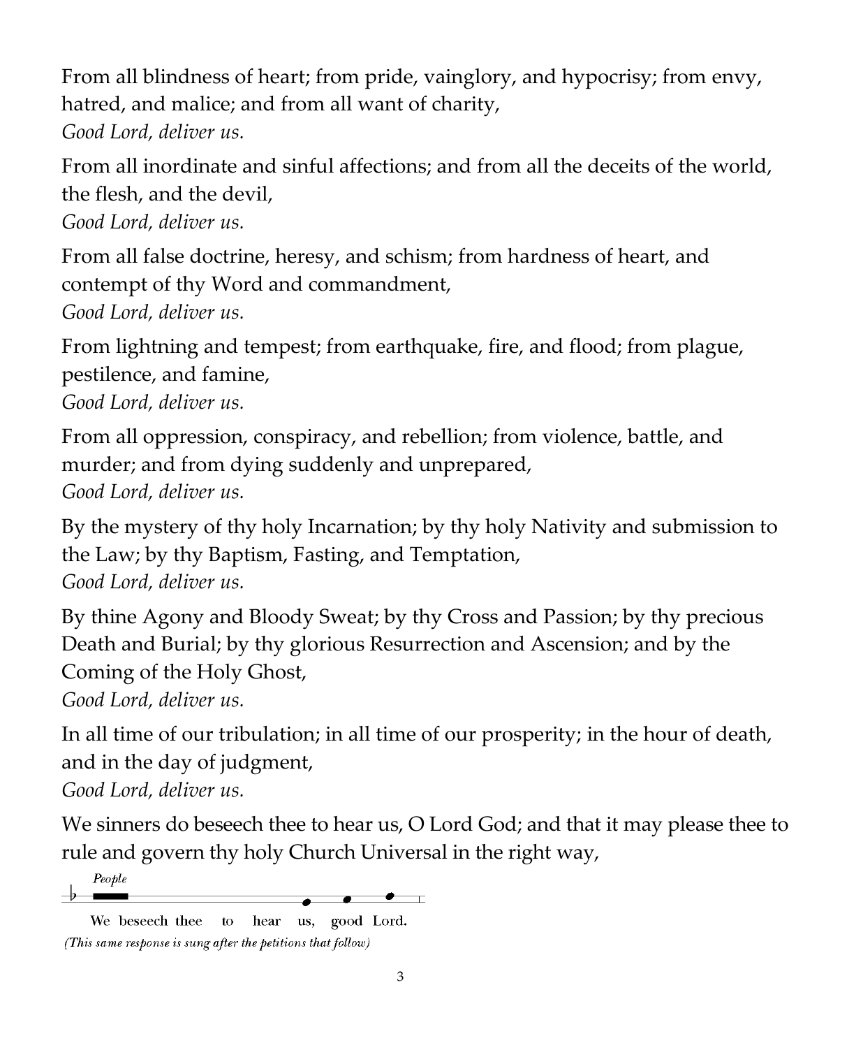From all blindness of heart; from pride, vainglory, and hypocrisy; from envy, hatred, and malice; and from all want of charity,
*Good Lord, deliver us.*

From all inordinate and sinful affections; and from all the deceits of the world, the flesh, and the devil,
*Good Lord, deliver us.*

From all false doctrine, heresy, and schism; from hardness of heart, and contempt of thy Word and commandment,
*Good Lord, deliver us.*

From lightning and tempest; from earthquake, fire, and flood; from plague, pestilence, and famine,
*Good Lord, deliver us.*

From all oppression, conspiracy, and rebellion; from violence, battle, and murder; and from dying suddenly and unprepared,
*Good Lord, deliver us.*

By the mystery of thy holy Incarnation; by thy holy Nativity and submission to the Law; by thy Baptism, Fasting, and Temptation,
*Good Lord, deliver us.*

By thine Agony and Bloody Sweat; by thy Cross and Passion; by thy precious Death and Burial; by thy glorious Resurrection and Ascension; and by the Coming of the Holy Ghost,
*Good Lord, deliver us.*

In all time of our tribulation; in all time of our prosperity; in the hour of death, and in the day of judgment,
*Good Lord, deliver us.*

We sinners do beseech thee to hear us, O Lord God; and that it may please thee to rule and govern thy holy Church Universal in the right way,

*People*

We beseech thee to hear us, good Lord.

*(This same response is sung after the petitions that follow)*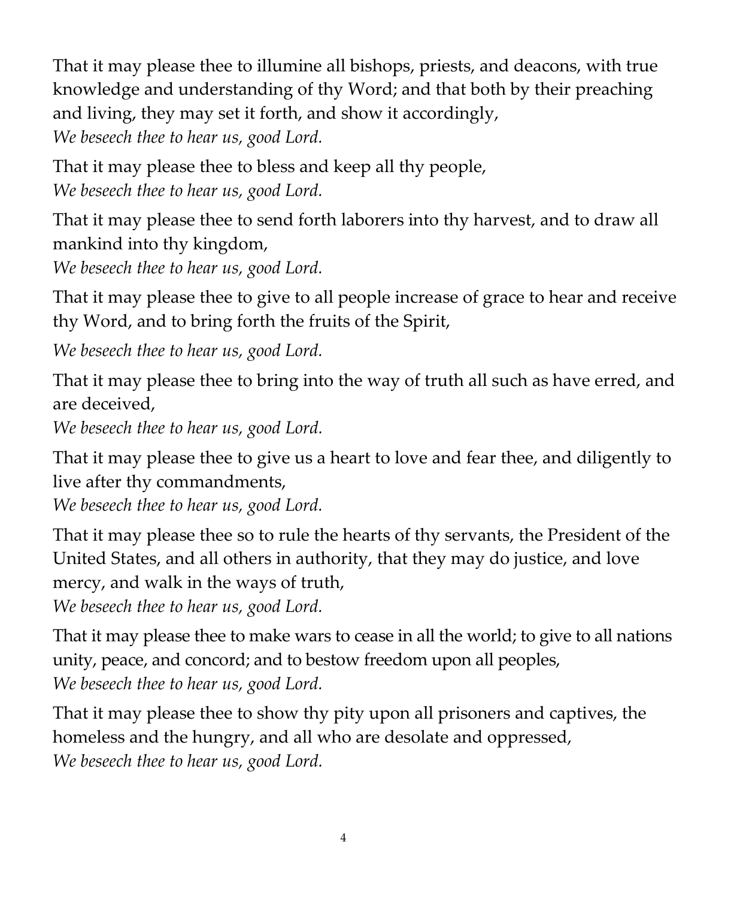That it may please thee to illumine all bishops, priests, and deacons, with true knowledge and understanding of thy Word; and that both by their preaching and living, they may set it forth, and show it accordingly,
*We beseech thee to hear us, good Lord.*

That it may please thee to bless and keep all thy people,
*We beseech thee to hear us, good Lord.*

That it may please thee to send forth laborers into thy harvest, and to draw all mankind into thy kingdom,
*We beseech thee to hear us, good Lord.*

That it may please thee to give to all people increase of grace to hear and receive thy Word, and to bring forth the fruits of the Spirit,
*We beseech thee to hear us, good Lord.*

That it may please thee to bring into the way of truth all such as have erred, and are deceived,
*We beseech thee to hear us, good Lord.*

That it may please thee to give us a heart to love and fear thee, and diligently to live after thy commandments,
*We beseech thee to hear us, good Lord.*

That it may please thee so to rule the hearts of thy servants, the President of the United States, and all others in authority, that they may do justice, and love mercy, and walk in the ways of truth,
*We beseech thee to hear us, good Lord.*

That it may please thee to make wars to cease in all the world; to give to all nations unity, peace, and concord; and to bestow freedom upon all peoples,
*We beseech thee to hear us, good Lord.*

That it may please thee to show thy pity upon all prisoners and captives, the homeless and the hungry, and all who are desolate and oppressed,
*We beseech thee to hear us, good Lord.*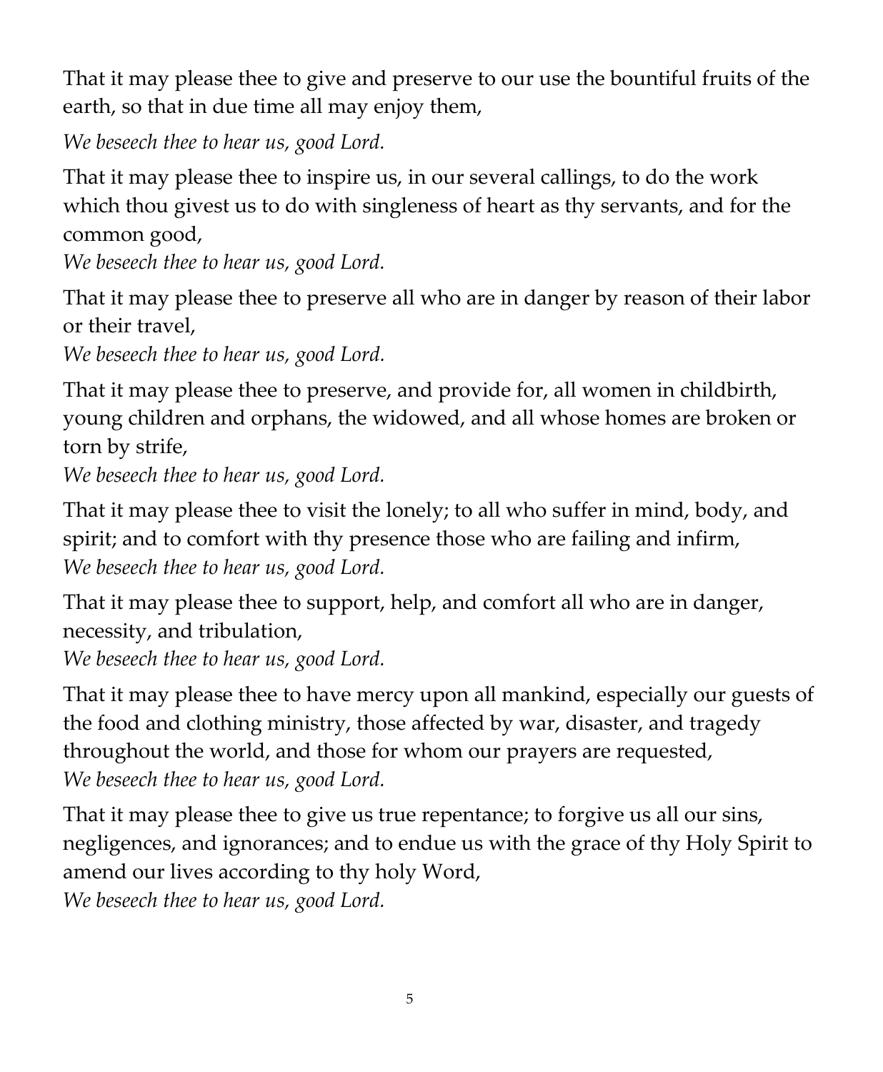That it may please thee to give and preserve to our use the bountiful fruits of the earth, so that in due time all may enjoy them,

*We beseech thee to hear us, good Lord.*

That it may please thee to inspire us, in our several callings, to do the work which thou givest us to do with singleness of heart as thy servants, and for the common good,

*We beseech thee to hear us, good Lord.*

That it may please thee to preserve all who are in danger by reason of their labor or their travel,

*We beseech thee to hear us, good Lord.*

That it may please thee to preserve, and provide for, all women in childbirth, young children and orphans, the widowed, and all whose homes are broken or torn by strife,

*We beseech thee to hear us, good Lord.*

That it may please thee to visit the lonely; to all who suffer in mind, body, and spirit; and to comfort with thy presence those who are failing and infirm,

*We beseech thee to hear us, good Lord.*

That it may please thee to support, help, and comfort all who are in danger, necessity, and tribulation,

*We beseech thee to hear us, good Lord.*

That it may please thee to have mercy upon all mankind, especially our guests of the food and clothing ministry, those affected by war, disaster, and tragedy throughout the world, and those for whom our prayers are requested,

*We beseech thee to hear us, good Lord.*

That it may please thee to give us true repentance; to forgive us all our sins, negligences, and ignorances; and to endue us with the grace of thy Holy Spirit to amend our lives according to thy holy Word,

*We beseech thee to hear us, good Lord.*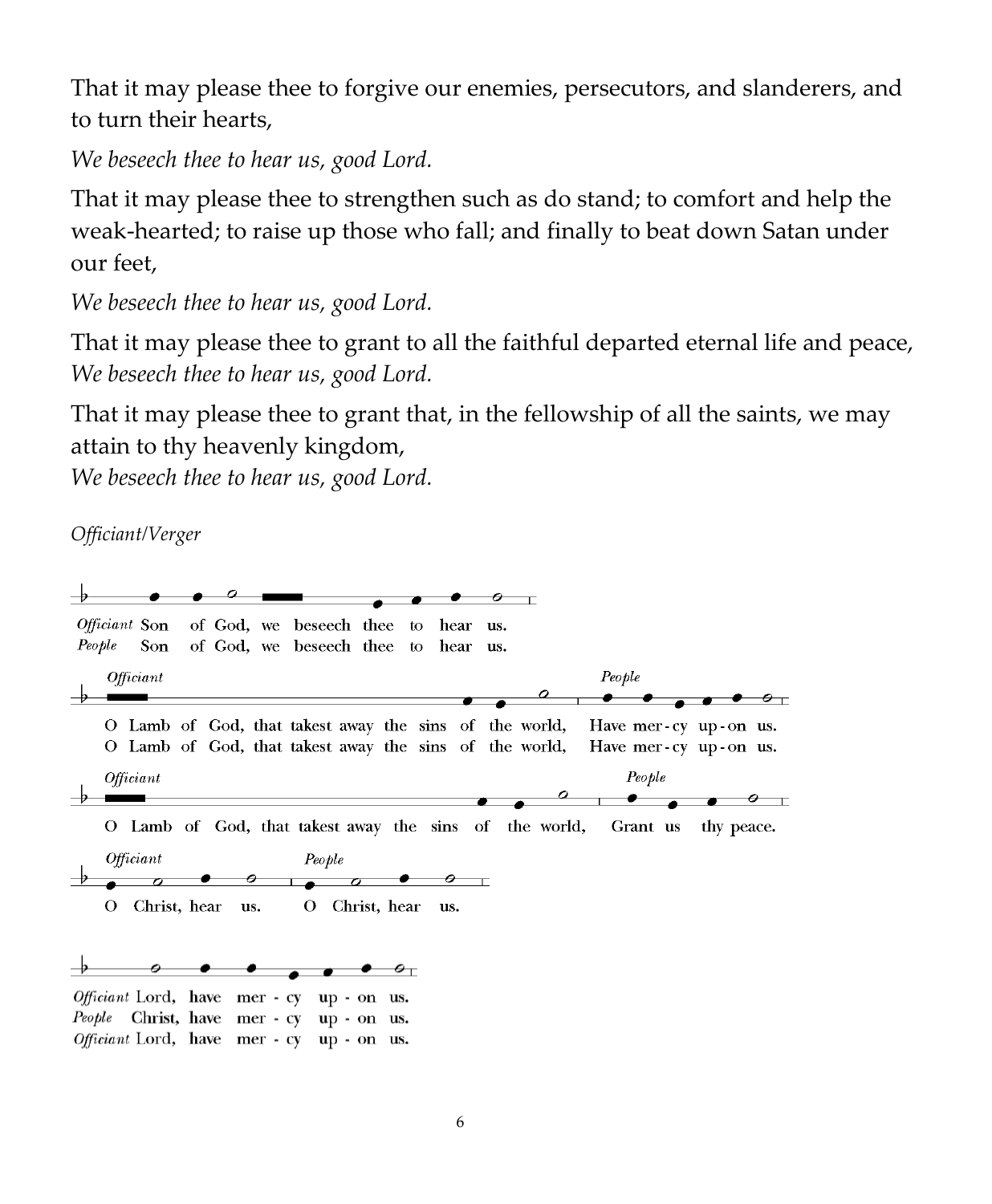That it may please thee to forgive our enemies, persecutors, and slanderers, and to turn their hearts,

*We beseech thee to hear us, good Lord.*

That it may please thee to strengthen such as do stand; to comfort and help the weak-hearted; to raise up those who fall; and finally to beat down Satan under our feet,

*We beseech thee to hear us, good Lord.*

That it may please thee to grant to all the faithful departed eternal life and peace,
*We beseech thee to hear us, good Lord.*

That it may please thee to grant that, in the fellowship of all the saints, we may attain to thy heavenly kingdom,
*We beseech thee to hear us, good Lord.*

*Officiant/Verger*

*Officiant* Son of God, we beseech thee to hear us.
*People* Son of God, we beseech thee to hear us.

*Officiant* O Lamb of God, that takest away the sins of the world, *People* Have mer-cy up-on us.
O Lamb of God, that takest away the sins of the world, Have mer-cy up-on us.

*Officiant* O Lamb of God, that takest away the sins of the world, *People* Grant us thy peace.

*Officiant* O Christ, hear us. *People* O Christ, hear us.

*Officiant* Lord, have mer - cy up - on us.
*People* Christ, have mer - cy up - on us.
*Officiant* Lord, have mer - cy up - on us.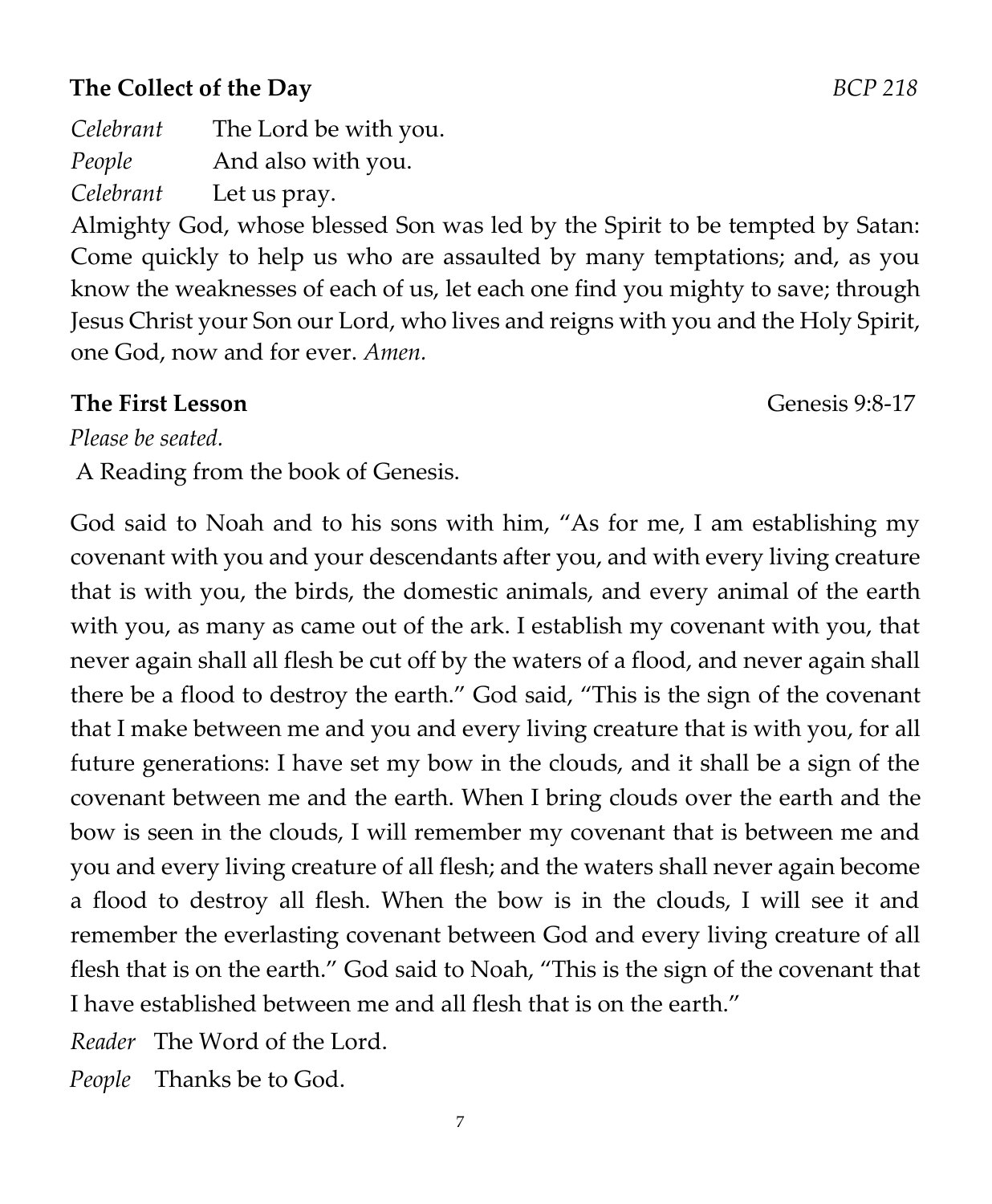**The Collect of the Day** *BCP 218*

*Celebrant* The Lord be with you.
*People* And also with you.
*Celebrant* Let us pray.

Almighty God, whose blessed Son was led by the Spirit to be tempted by Satan: Come quickly to help us who are assaulted by many temptations; and, as you know the weaknesses of each of us, let each one find you mighty to save; through Jesus Christ your Son our Lord, who lives and reigns with you and the Holy Spirit, one God, now and for ever. *Amen.*

**The First Lesson** Genesis 9:8-17

*Please be seated.*

A Reading from the book of Genesis.

God said to Noah and to his sons with him, "As for me, I am establishing my covenant with you and your descendants after you, and with every living creature that is with you, the birds, the domestic animals, and every animal of the earth with you, as many as came out of the ark. I establish my covenant with you, that never again shall all flesh be cut off by the waters of a flood, and never again shall there be a flood to destroy the earth." God said, "This is the sign of the covenant that I make between me and you and every living creature that is with you, for all future generations: I have set my bow in the clouds, and it shall be a sign of the covenant between me and the earth. When I bring clouds over the earth and the bow is seen in the clouds, I will remember my covenant that is between me and you and every living creature of all flesh; and the waters shall never again become a flood to destroy all flesh. When the bow is in the clouds, I will see it and remember the everlasting covenant between God and every living creature of all flesh that is on the earth." God said to Noah, "This is the sign of the covenant that I have established between me and all flesh that is on the earth."

*Reader* The Word of the Lord.
*People* Thanks be to God.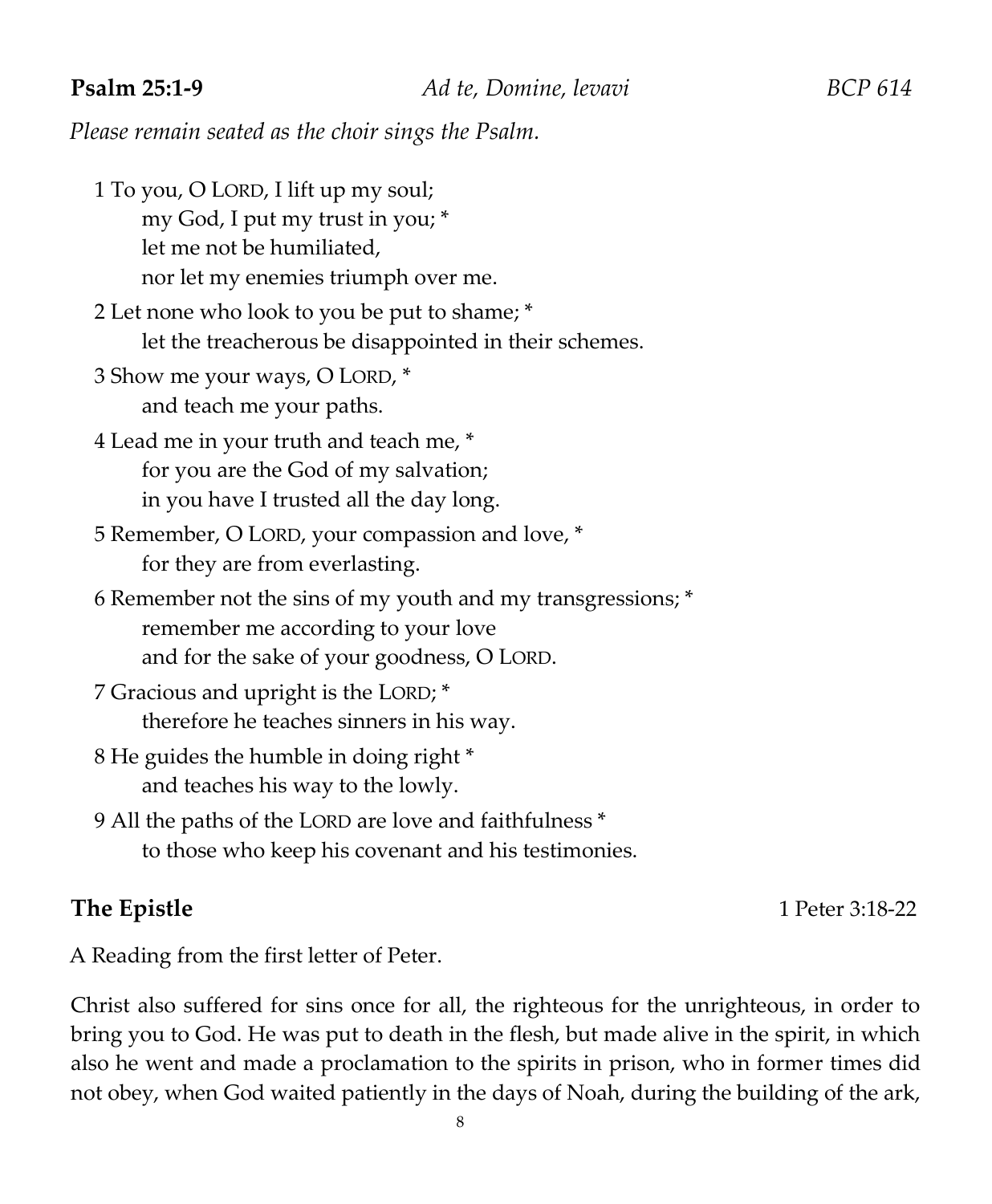**Psalm 25:1-9** *Ad te, Domine, levavi* *BCP 614*

*Please remain seated as the choir sings the Psalm.*

1 To you, O LORD, I lift up my soul;
    my God, I put my trust in you; *
    let me not be humiliated,
    nor let my enemies triumph over me.

2 Let none who look to you be put to shame; *
    let the treacherous be disappointed in their schemes.

3 Show me your ways, O LORD, *
    and teach me your paths.

4 Lead me in your truth and teach me, *
    for you are the God of my salvation;
    in you have I trusted all the day long.

5 Remember, O LORD, your compassion and love, *
    for they are from everlasting.

6 Remember not the sins of my youth and my transgressions; *
    remember me according to your love
    and for the sake of your goodness, O LORD.

7 Gracious and upright is the LORD; *
    therefore he teaches sinners in his way.

8 He guides the humble in doing right *
    and teaches his way to the lowly.

9 All the paths of the LORD are love and faithfulness *
    to those who keep his covenant and his testimonies.

## The Epistle 1 Peter 3:18-22

A Reading from the first letter of Peter.

Christ also suffered for sins once for all, the righteous for the unrighteous, in order to bring you to God. He was put to death in the flesh, but made alive in the spirit, in which also he went and made a proclamation to the spirits in prison, who in former times did not obey, when God waited patiently in the days of Noah, during the building of the ark,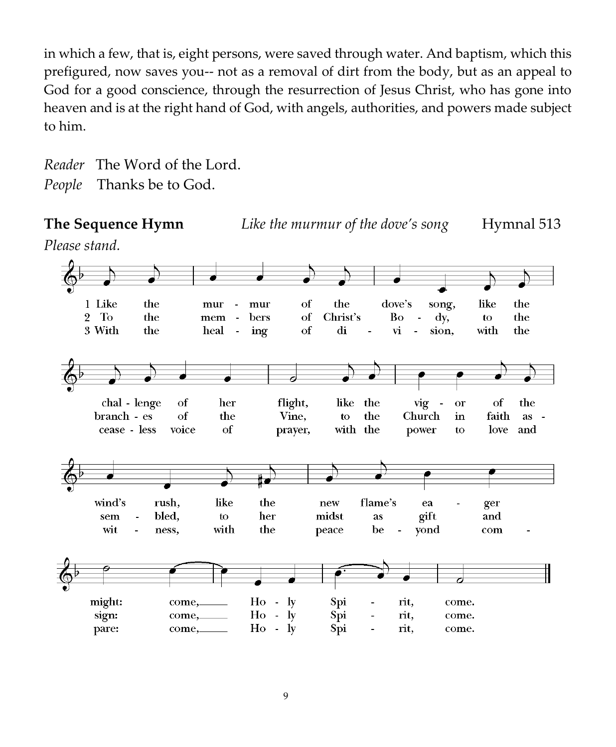in which a few, that is, eight persons, were saved through water. And baptism, which this prefigured, now saves you-- not as a removal of dirt from the body, but as an appeal to God for a good conscience, through the resurrection of Jesus Christ, who has gone into heaven and is at the right hand of God, with angels, authorities, and powers made subject to him.

*Reader* The Word of the Lord.
*People* Thanks be to God.

**The Sequence Hymn** *Like the murmur of the dove's song* Hymnal 513

*Please stand.*

1 Like the murmur of the dove's song, like the challenge of her flight, like the vigor of the wind's rush, like the new flame's eager might: come, Holy Spirit, come.

2 To the members of Christ's Body, to the branches of the Vine, to the Church in faith assembled, to her midst as gift and sign: come, Holy Spirit, come.

3 With the healing of division, with the ceaseless voice of prayer, with the power to love and witness, with the peace beyond compare: come, Holy Spirit, come.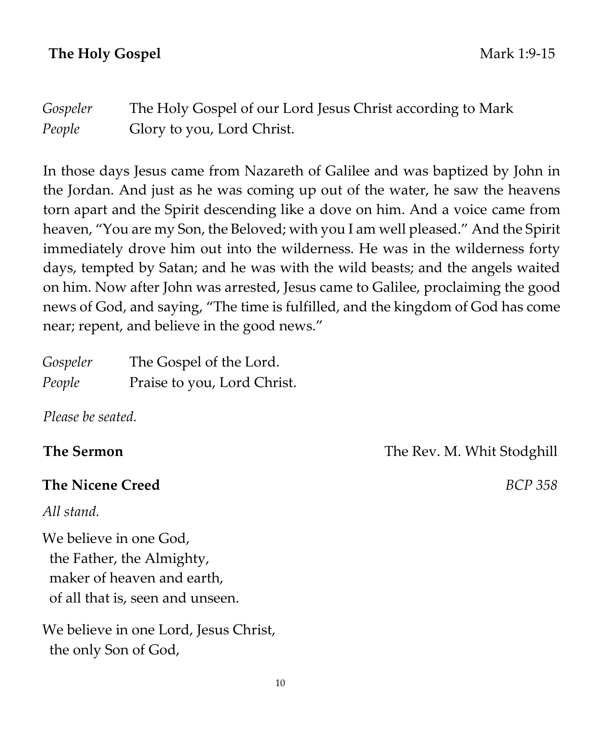**The Holy Gospel** Mark 1:9-15

*Gospeler* The Holy Gospel of our Lord Jesus Christ according to Mark
*People* Glory to you, Lord Christ.

In those days Jesus came from Nazareth of Galilee and was baptized by John in the Jordan. And just as he was coming up out of the water, he saw the heavens torn apart and the Spirit descending like a dove on him. And a voice came from heaven, "You are my Son, the Beloved; with you I am well pleased." And the Spirit immediately drove him out into the wilderness. He was in the wilderness forty days, tempted by Satan; and he was with the wild beasts; and the angels waited on him. Now after John was arrested, Jesus came to Galilee, proclaiming the good news of God, and saying, "The time is fulfilled, and the kingdom of God has come near; repent, and believe in the good news."

*Gospeler* The Gospel of the Lord.
*People* Praise to you, Lord Christ.

*Please be seated.*

**The Sermon** The Rev. M. Whit Stodghill

**The Nicene Creed** *BCP 358*

*All stand.*

We believe in one God,
the Father, the Almighty,
maker of heaven and earth,
of all that is, seen and unseen.

We believe in one Lord, Jesus Christ,
the only Son of God,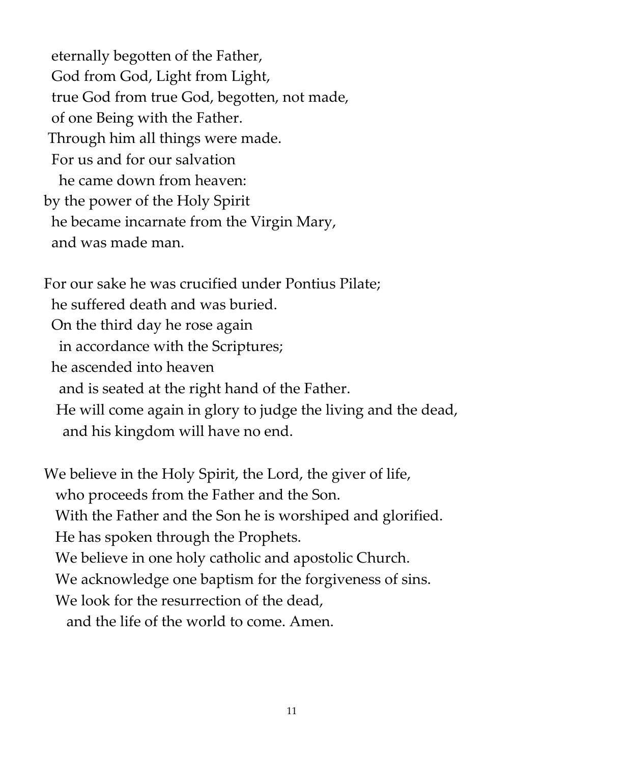eternally begotten of the Father,
God from God, Light from Light,
true God from true God, begotten, not made,
of one Being with the Father.
Through him all things were made.
For us and for our salvation
he came down from heaven:
by the power of the Holy Spirit
he became incarnate from the Virgin Mary,
and was made man.

For our sake he was crucified under Pontius Pilate;
he suffered death and was buried.
On the third day he rose again
in accordance with the Scriptures;
he ascended into heaven
and is seated at the right hand of the Father.
He will come again in glory to judge the living and the dead,
and his kingdom will have no end.

We believe in the Holy Spirit, the Lord, the giver of life,
who proceeds from the Father and the Son.
With the Father and the Son he is worshiped and glorified.
He has spoken through the Prophets.
We believe in one holy catholic and apostolic Church.
We acknowledge one baptism for the forgiveness of sins.
We look for the resurrection of the dead,
and the life of the world to come. Amen.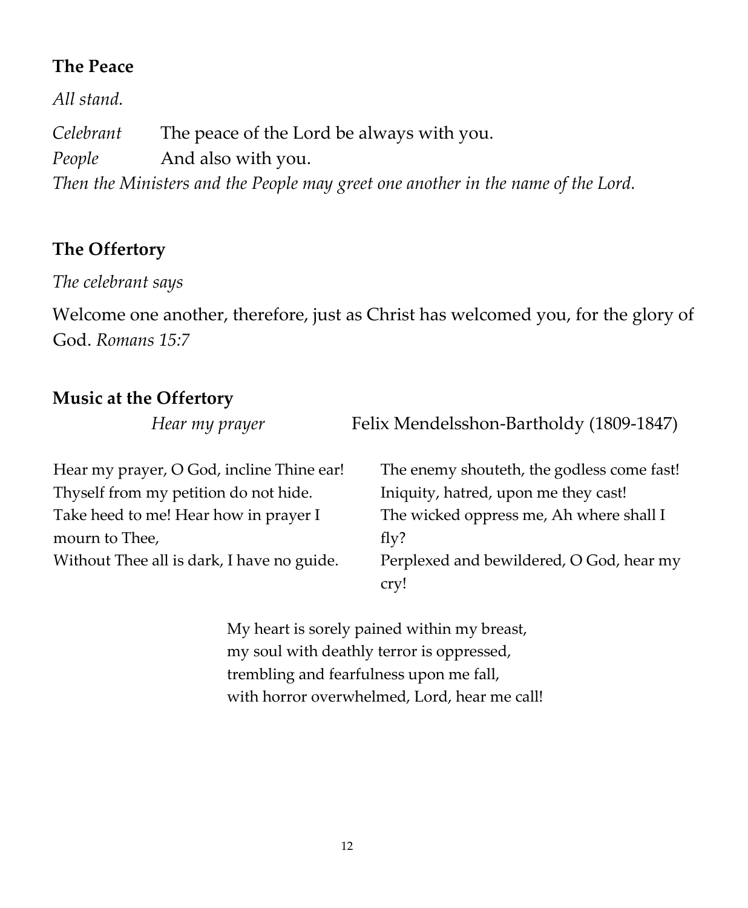## The Peace

*All stand.*

*Celebrant* The peace of the Lord be always with you.
*People* And also with you.
*Then the Ministers and the People may greet one another in the name of the Lord.*

## The Offertory

*The celebrant says*

Welcome one another, therefore, just as Christ has welcomed you, for the glory of God. *Romans 15:7*

## Music at the Offertory

*Hear my prayer* Felix Mendelsshon-Bartholdy (1809-1847)

Hear my prayer, O God, incline Thine ear!
Thyself from my petition do not hide.
Take heed to me! Hear how in prayer I mourn to Thee,
Without Thee all is dark, I have no guide.

The enemy shouteth, the godless come fast!
Iniquity, hatred, upon me they cast!
The wicked oppress me, Ah where shall I fly?
Perplexed and bewildered, O God, hear my cry!

My heart is sorely pained within my breast,
my soul with deathly terror is oppressed,
trembling and fearfulness upon me fall,
with horror overwhelmed, Lord, hear me call!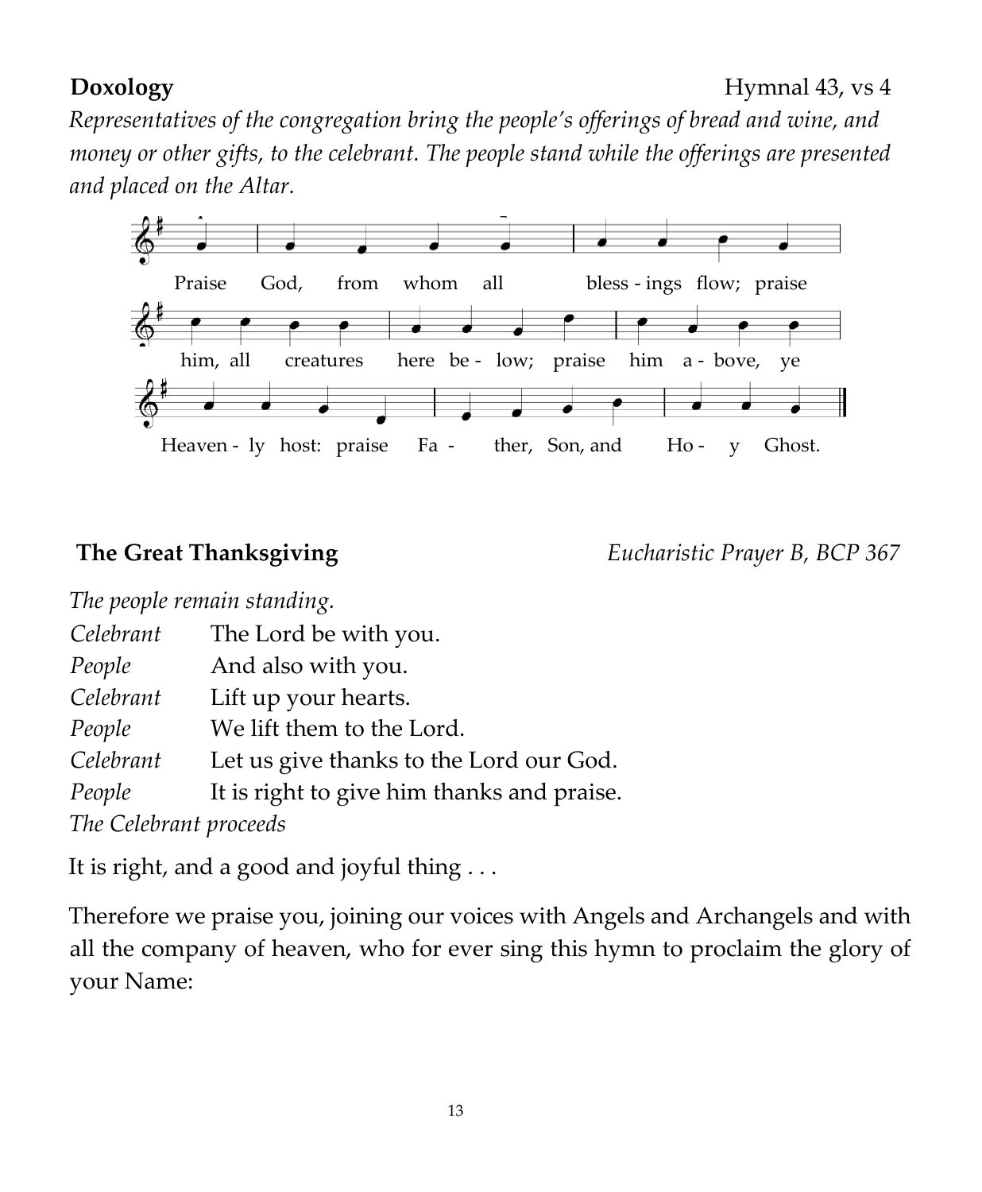**Doxology** Hymnal 43, vs 4

*Representatives of the congregation bring the people's offerings of bread and wine, and money or other gifts, to the celebrant. The people stand while the offerings are presented and placed on the Altar.*

Praise God, from whom all bless - ings flow; praise him, all creatures here be - low; praise him a - bove, ye Heaven - ly host: praise Fa - ther, Son, and Ho - y Ghost.

**The Great Thanksgiving** *Eucharistic Prayer B, BCP 367*

*The people remain standing.*

*Celebrant* The Lord be with you.
*People* And also with you.
*Celebrant* Lift up your hearts.
*People* We lift them to the Lord.
*Celebrant* Let us give thanks to the Lord our God.
*People* It is right to give him thanks and praise.
*The Celebrant proceeds*

It is right, and a good and joyful thing . . .

Therefore we praise you, joining our voices with Angels and Archangels and with all the company of heaven, who for ever sing this hymn to proclaim the glory of your Name: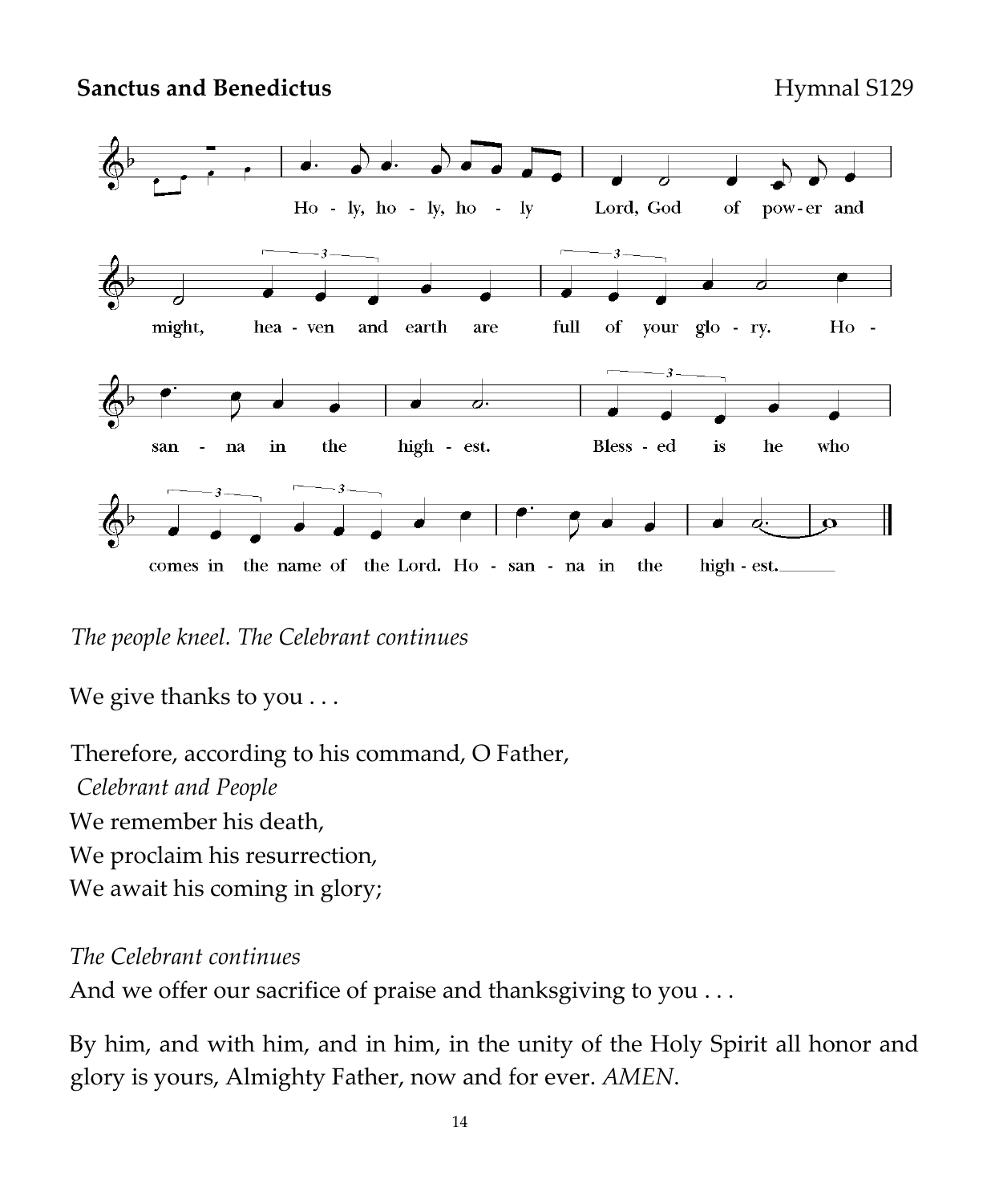**Sanctus and Benedictus** Hymnal S129

Holy, holy, holy Lord, God of power and might, heaven and earth are full of your glory. Hosanna in the highest. Blessed is he who comes in the name of the Lord. Hosanna in the highest.

*The people kneel. The Celebrant continues*

We give thanks to you . . .

Therefore, according to his command, O Father,

*Celebrant and People*

We remember his death,
We proclaim his resurrection,
We await his coming in glory;

*The Celebrant continues*

And we offer our sacrifice of praise and thanksgiving to you . . .

By him, and with him, and in him, in the unity of the Holy Spirit all honor and glory is yours, Almighty Father, now and for ever. *AMEN*.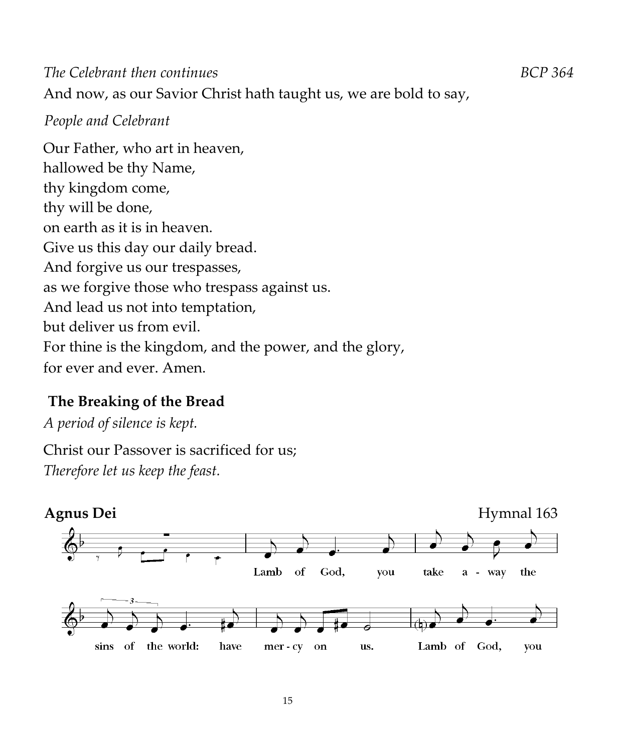*The Celebrant then continues* *BCP 364*

And now, as our Savior Christ hath taught us, we are bold to say,

*People and Celebrant*

Our Father, who art in heaven,
hallowed be thy Name,
thy kingdom come,
thy will be done,
on earth as it is in heaven.
Give us this day our daily bread.
And forgive us our trespasses,
as we forgive those who trespass against us.
And lead us not into temptation,
but deliver us from evil.
For thine is the kingdom, and the power, and the glory,
for ever and ever. Amen.

**The Breaking of the Bread**

*A period of silence is kept.*

Christ our Passover is sacrificed for us;
*Therefore let us keep the feast.*

**Agnus Dei** Hymnal 163

Lamb of God, you take a - way the sins of the world: have mer - cy on us. Lamb of God, you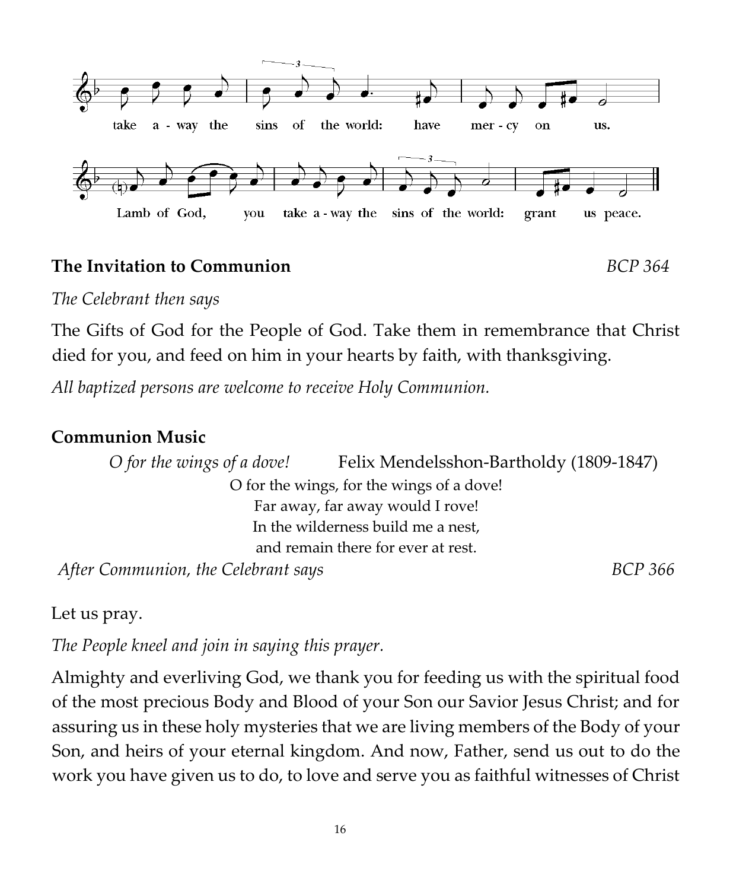take a - way the sins of the world: have mer - cy on us.

Lamb of God, you take a - way the sins of the world: grant us peace.

**The Invitation to Communion** *BCP 364*

*The Celebrant then says*

The Gifts of God for the People of God. Take them in remembrance that Christ died for you, and feed on him in your hearts by faith, with thanksgiving.

*All baptized persons are welcome to receive Holy Communion.*

**Communion Music**

*O for the wings of a dove!* Felix Mendelsshon-Bartholdy (1809-1847)

O for the wings, for the wings of a dove!
Far away, far away would I rove!
In the wilderness build me a nest,
and remain there for ever at rest.

*After Communion, the Celebrant says* *BCP 366*

Let us pray.

*The People kneel and join in saying this prayer.*

Almighty and everliving God, we thank you for feeding us with the spiritual food of the most precious Body and Blood of your Son our Savior Jesus Christ; and for assuring us in these holy mysteries that we are living members of the Body of your Son, and heirs of your eternal kingdom. And now, Father, send us out to do the work you have given us to do, to love and serve you as faithful witnesses of Christ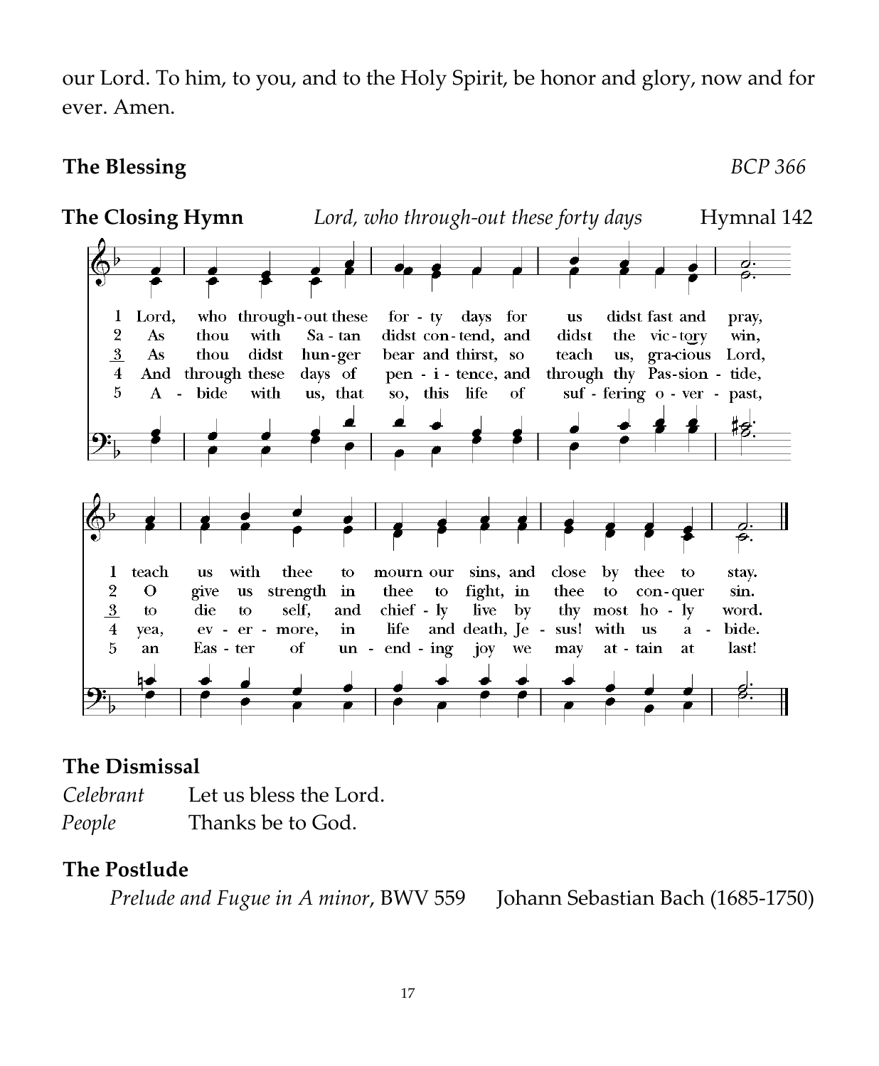our Lord. To him, to you, and to the Holy Spirit, be honor and glory, now and for ever. Amen.

**The Blessing** *BCP 366*

**The Closing Hymn** *Lord, who through-out these forty days* Hymnal 142

1 Lord, who through-out these for - ty days for us didst fast and pray,
teach us with thee to mourn our sins, and close by thee to stay.

2 As thou with Sa - tan didst con - tend, and didst the vic - tory win,
O give us strength in thee to fight, in thee to con - quer sin.

3 As thou didst hun - ger bear and thirst, so teach us, gra-cious Lord,
to die to self, and chief - ly live by thy most ho - ly word.

4 And through these days of pen - i - tence, and through thy Pas-sion - tide,
yea, ev - er - more, in life and death, Je - sus! with us a - bide.

5 A - bide with us, that so, this life of suf - fering o - ver - past,
an Eas - ter of un - end - ing joy we may at - tain at last!

## The Dismissal

*Celebrant* Let us bless the Lord.
*People* Thanks be to God.

## The Postlude

*Prelude and Fugue in A minor*, BWV 559 Johann Sebastian Bach (1685-1750)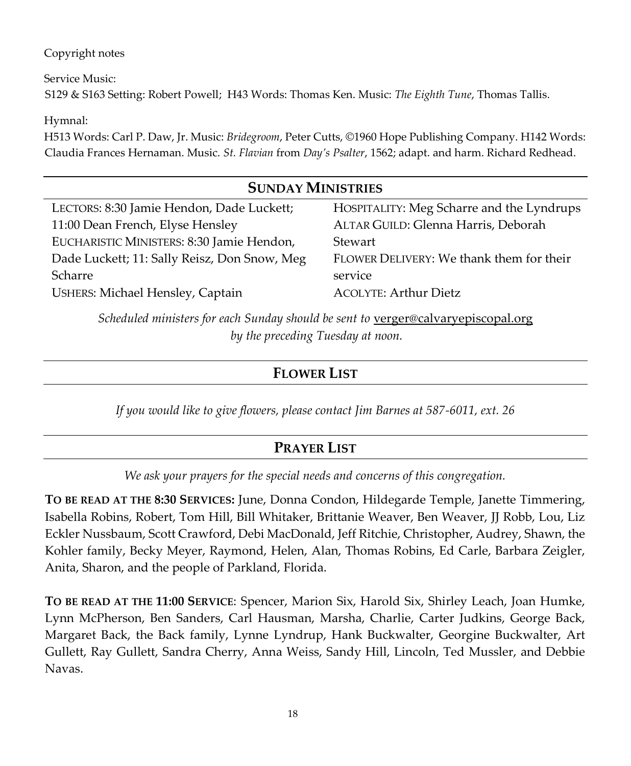Copyright notes

Service Music:
S129 & S163 Setting: Robert Powell; H43 Words: Thomas Ken. Music: *The Eighth Tune*, Thomas Tallis.

Hymnal:
H513 Words: Carl P. Daw, Jr. Music: *Bridegroom*, Peter Cutts, ©1960 Hope Publishing Company. H142 Words: Claudia Frances Hernaman. Music. *St. Flavian* from *Day's Psalter*, 1562; adapt. and harm. Richard Redhead.

## SUNDAY MINISTRIES

LECTORS: 8:30 Jamie Hendon, Dade Luckett; 11:00 Dean French, Elyse Hensley
EUCHARISTIC MINISTERS: 8:30 Jamie Hendon, Dade Luckett; 11: Sally Reisz, Don Snow, Meg Scharre
USHERS: Michael Hensley, Captain

HOSPITALITY: Meg Scharre and the Lyndrups
ALTAR GUILD: Glenna Harris, Deborah Stewart
FLOWER DELIVERY: We thank them for their service
ACOLYTE: Arthur Dietz

*Scheduled ministers for each Sunday should be sent to* verger@calvaryepiscopal.org *by the preceding Tuesday at noon.*

## FLOWER LIST

*If you would like to give flowers, please contact Jim Barnes at 587-6011, ext. 26*

## PRAYER LIST

*We ask your prayers for the special needs and concerns of this congregation.*

**TO BE READ AT THE 8:30 SERVICES:** June, Donna Condon, Hildegarde Temple, Janette Timmering, Isabella Robins, Robert, Tom Hill, Bill Whitaker, Brittanie Weaver, Ben Weaver, JJ Robb, Lou, Liz Eckler Nussbaum, Scott Crawford, Debi MacDonald, Jeff Ritchie, Christopher, Audrey, Shawn, the Kohler family, Becky Meyer, Raymond, Helen, Alan, Thomas Robins, Ed Carle, Barbara Zeigler, Anita, Sharon, and the people of Parkland, Florida.

**TO BE READ AT THE 11:00 SERVICE**: Spencer, Marion Six, Harold Six, Shirley Leach, Joan Humke, Lynn McPherson, Ben Sanders, Carl Hausman, Marsha, Charlie, Carter Judkins, George Back, Margaret Back, the Back family, Lynne Lyndrup, Hank Buckwalter, Georgine Buckwalter, Art Gullett, Ray Gullett, Sandra Cherry, Anna Weiss, Sandy Hill, Lincoln, Ted Mussler, and Debbie Navas.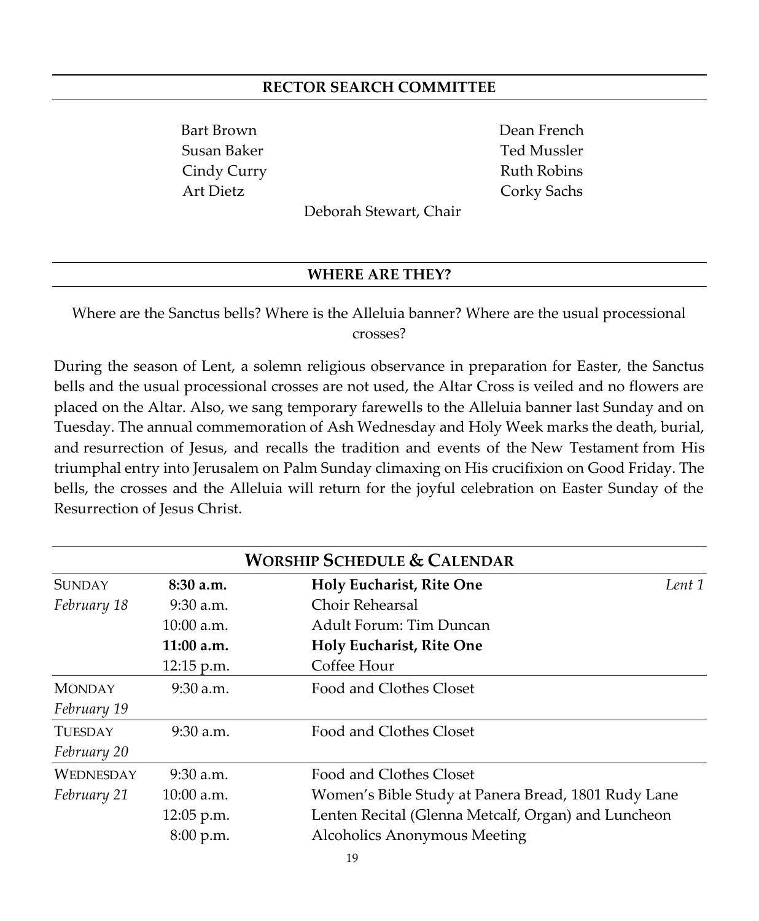## RECTOR SEARCH COMMITTEE

Bart Brown
Susan Baker
Cindy Curry
Art Dietz
Dean French
Ted Mussler
Ruth Robins
Corky Sachs

Deborah Stewart, Chair

## WHERE ARE THEY?

Where are the Sanctus bells? Where is the Alleluia banner? Where are the usual processional crosses?

During the season of Lent, a solemn religious observance in preparation for Easter, the Sanctus bells and the usual processional crosses are not used, the Altar Cross is veiled and no flowers are placed on the Altar. Also, we sang temporary farewells to the Alleluia banner last Sunday and on Tuesday. The annual commemoration of Ash Wednesday and Holy Week marks the death, burial, and resurrection of Jesus, and recalls the tradition and events of the New Testament from His triumphal entry into Jerusalem on Palm Sunday climaxing on His crucifixion on Good Friday. The bells, the crosses and the Alleluia will return for the joyful celebration on Easter Sunday of the Resurrection of Jesus Christ.

## WORSHIP SCHEDULE & CALENDAR

| Day | Time | Event | |
|---|---|---|---|
| SUNDAY *February 18* | **8:30 a.m.** | **Holy Eucharist, Rite One** | *Lent 1* |
| | 9:30 a.m. | Choir Rehearsal | |
| | 10:00 a.m. | Adult Forum: Tim Duncan | |
| | **11:00 a.m.** | **Holy Eucharist, Rite One** | |
| | 12:15 p.m. | Coffee Hour | |
| MONDAY *February 19* | 9:30 a.m. | Food and Clothes Closet | |
| TUESDAY *February 20* | 9:30 a.m. | Food and Clothes Closet | |
| WEDNESDAY *February 21* | 9:30 a.m. | Food and Clothes Closet | |
| | 10:00 a.m. | Women's Bible Study at Panera Bread, 1801 Rudy Lane | |
| | 12:05 p.m. | Lenten Recital (Glenna Metcalf, Organ) and Luncheon | |
| | 8:00 p.m. | Alcoholics Anonymous Meeting | |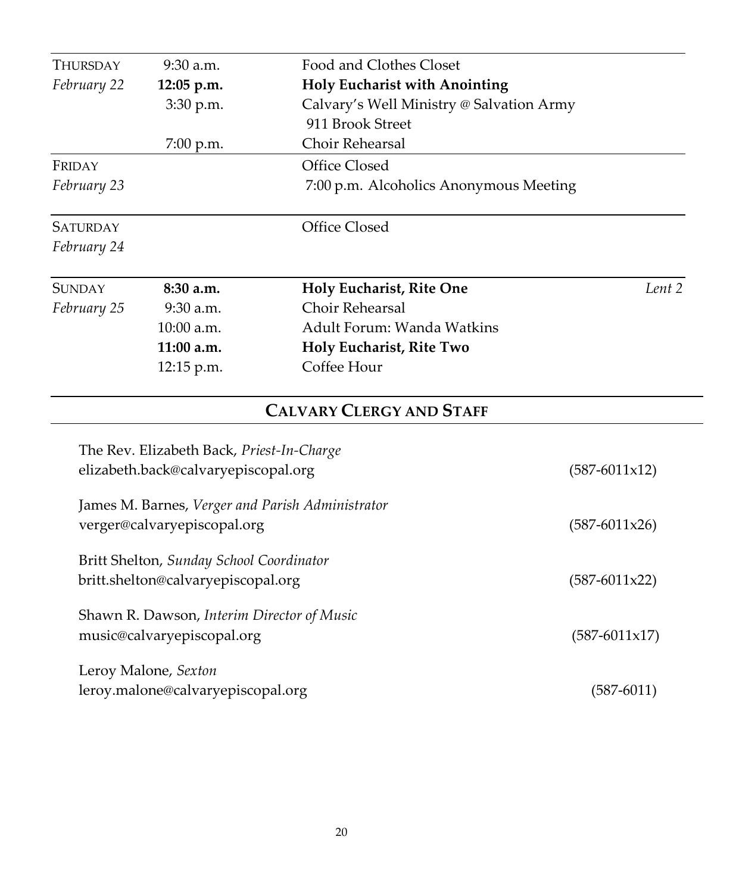| | | | |
|---|---|---|---|
| THURSDAY | 9:30 a.m. | Food and Clothes Closet | |
| *February 22* | **12:05 p.m.** | **Holy Eucharist with Anointing** | |
| | 3:30 p.m. | Calvary's Well Ministry @ Salvation Army 911 Brook Street | |
| | 7:00 p.m. | Choir Rehearsal | |
| FRIDAY | | Office Closed | |
| *February 23* | | 7:00 p.m. Alcoholics Anonymous Meeting | |
| SATURDAY | | Office Closed | |
| *February 24* | | | |
| SUNDAY | **8:30 a.m.** | **Holy Eucharist, Rite One** | *Lent 2* |
| *February 25* | 9:30 a.m. | Choir Rehearsal | |
| | 10:00 a.m. | Adult Forum: Wanda Watkins | |
| | **11:00 a.m.** | **Holy Eucharist, Rite Two** | |
| | 12:15 p.m. | Coffee Hour | |

## CALVARY CLERGY AND STAFF

The Rev. Elizabeth Back, *Priest-In-Charge*
elizabeth.back@calvaryepiscopal.org (587-6011x12)

James M. Barnes, *Verger and Parish Administrator*
verger@calvaryepiscopal.org (587-6011x26)

Britt Shelton, *Sunday School Coordinator*
britt.shelton@calvaryepiscopal.org (587-6011x22)

Shawn R. Dawson, *Interim Director of Music*
music@calvaryepiscopal.org (587-6011x17)

Leroy Malone, *Sexton*
leroy.malone@calvaryepiscopal.org (587-6011)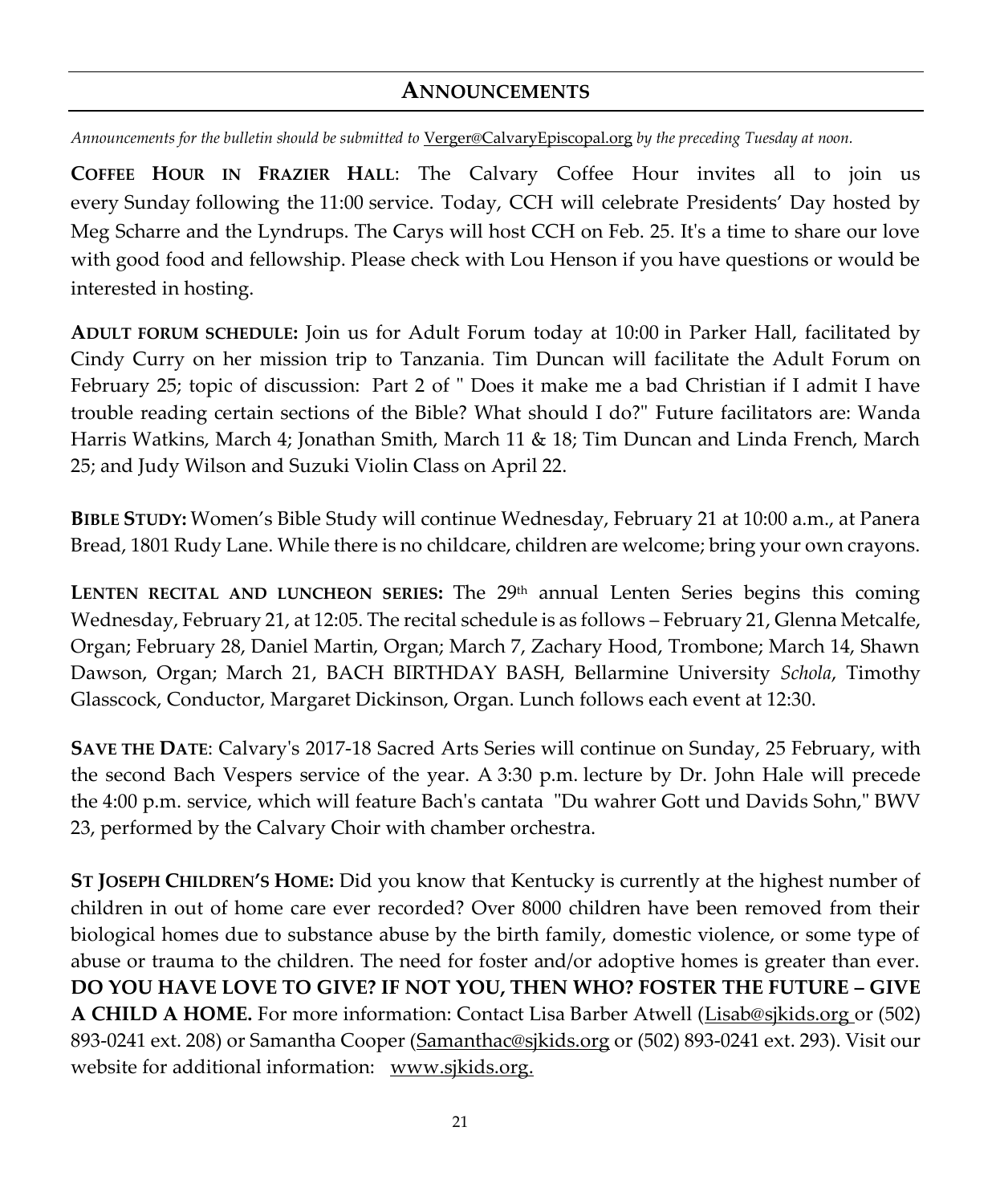## ANNOUNCEMENTS

*Announcements for the bulletin should be submitted to* Verger@CalvaryEpiscopal.org *by the preceding Tuesday at noon.*

**COFFEE HOUR IN FRAZIER HALL**: The Calvary Coffee Hour invites all to join us every Sunday following the 11:00 service. Today, CCH will celebrate Presidents' Day hosted by Meg Scharre and the Lyndrups. The Carys will host CCH on Feb. 25. It's a time to share our love with good food and fellowship. Please check with Lou Henson if you have questions or would be interested in hosting.

**ADULT FORUM SCHEDULE:** Join us for Adult Forum today at 10:00 in Parker Hall, facilitated by Cindy Curry on her mission trip to Tanzania. Tim Duncan will facilitate the Adult Forum on February 25; topic of discussion: Part 2 of " Does it make me a bad Christian if I admit I have trouble reading certain sections of the Bible? What should I do?" Future facilitators are: Wanda Harris Watkins, March 4; Jonathan Smith, March 11 & 18; Tim Duncan and Linda French, March 25; and Judy Wilson and Suzuki Violin Class on April 22.

**BIBLE STUDY:** Women's Bible Study will continue Wednesday, February 21 at 10:00 a.m., at Panera Bread, 1801 Rudy Lane. While there is no childcare, children are welcome; bring your own crayons.

**LENTEN RECITAL AND LUNCHEON SERIES:** The 29th annual Lenten Series begins this coming Wednesday, February 21, at 12:05. The recital schedule is as follows – February 21, Glenna Metcalfe, Organ; February 28, Daniel Martin, Organ; March 7, Zachary Hood, Trombone; March 14, Shawn Dawson, Organ; March 21, BACH BIRTHDAY BASH, Bellarmine University *Schola*, Timothy Glasscock, Conductor, Margaret Dickinson, Organ. Lunch follows each event at 12:30.

**SAVE THE DATE**: Calvary's 2017-18 Sacred Arts Series will continue on Sunday, 25 February, with the second Bach Vespers service of the year. A 3:30 p.m. lecture by Dr. John Hale will precede the 4:00 p.m. service, which will feature Bach's cantata "Du wahrer Gott und Davids Sohn," BWV 23, performed by the Calvary Choir with chamber orchestra.

**ST JOSEPH CHILDREN'S HOME:** Did you know that Kentucky is currently at the highest number of children in out of home care ever recorded? Over 8000 children have been removed from their biological homes due to substance abuse by the birth family, domestic violence, or some type of abuse or trauma to the children. The need for foster and/or adoptive homes is greater than ever. **DO YOU HAVE LOVE TO GIVE? IF NOT YOU, THEN WHO? FOSTER THE FUTURE – GIVE A CHILD A HOME.** For more information: Contact Lisa Barber Atwell (Lisab@sjkids.org or (502) 893-0241 ext. 208) or Samantha Cooper (Samanthac@sjkids.org or (502) 893-0241 ext. 293). Visit our website for additional information: www.sjkids.org.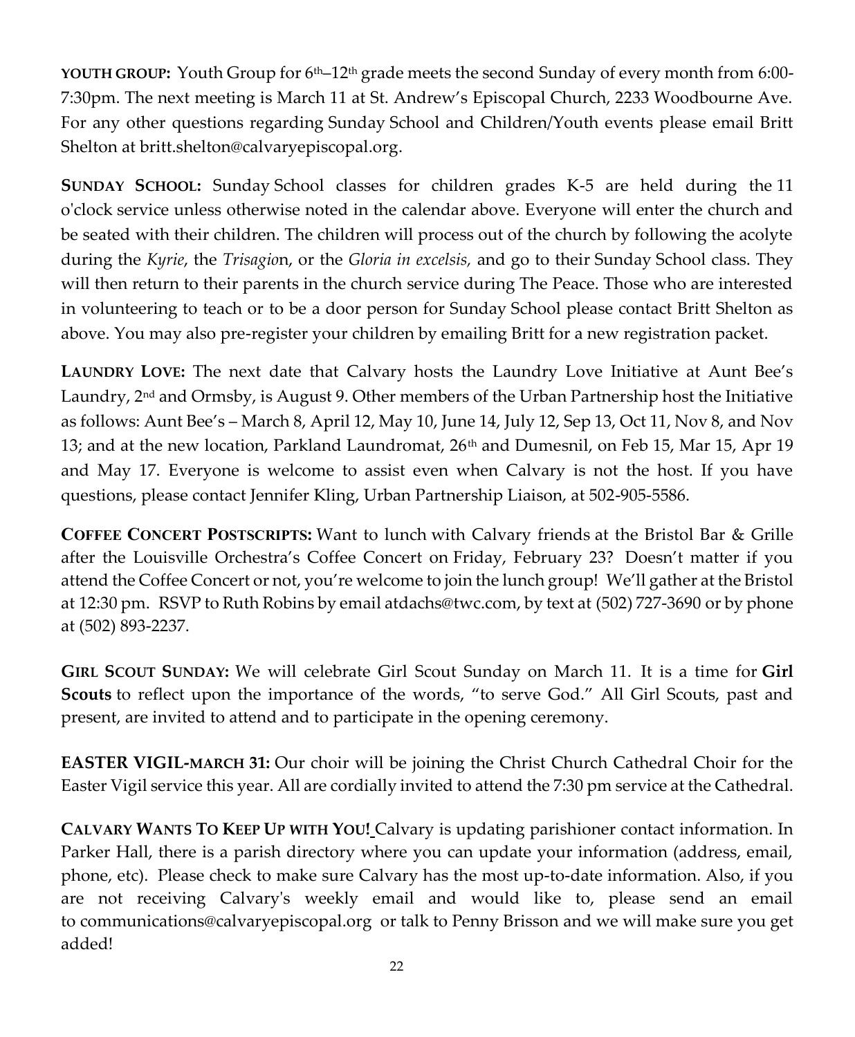**YOUTH GROUP:** Youth Group for 6th–12th grade meets the second Sunday of every month from 6:00-7:30pm. The next meeting is March 11 at St. Andrew's Episcopal Church, 2233 Woodbourne Ave. For any other questions regarding Sunday School and Children/Youth events please email Britt Shelton at britt.shelton@calvaryepiscopal.org.

**SUNDAY SCHOOL:** Sunday School classes for children grades K-5 are held during the 11 o'clock service unless otherwise noted in the calendar above. Everyone will enter the church and be seated with their children. The children will process out of the church by following the acolyte during the *Kyrie*, the *Trisagion*, or the *Gloria in excelsis,* and go to their Sunday School class. They will then return to their parents in the church service during The Peace. Those who are interested in volunteering to teach or to be a door person for Sunday School please contact Britt Shelton as above. You may also pre-register your children by emailing Britt for a new registration packet.

**LAUNDRY LOVE:** The next date that Calvary hosts the Laundry Love Initiative at Aunt Bee's Laundry, 2nd and Ormsby, is August 9. Other members of the Urban Partnership host the Initiative as follows: Aunt Bee's – March 8, April 12, May 10, June 14, July 12, Sep 13, Oct 11, Nov 8, and Nov 13; and at the new location, Parkland Laundromat, 26th and Dumesnil, on Feb 15, Mar 15, Apr 19 and May 17. Everyone is welcome to assist even when Calvary is not the host. If you have questions, please contact Jennifer Kling, Urban Partnership Liaison, at 502-905-5586.

**COFFEE CONCERT POSTSCRIPTS:** Want to lunch with Calvary friends at the Bristol Bar & Grille after the Louisville Orchestra's Coffee Concert on Friday, February 23? Doesn't matter if you attend the Coffee Concert or not, you're welcome to join the lunch group! We'll gather at the Bristol at 12:30 pm. RSVP to Ruth Robins by email atdachs@twc.com, by text at (502) 727-3690 or by phone at (502) 893-2237.

**GIRL SCOUT SUNDAY:** We will celebrate Girl Scout Sunday on March 11. It is a time for **Girl Scouts** to reflect upon the importance of the words, "to serve God." All Girl Scouts, past and present, are invited to attend and to participate in the opening ceremony.

**EASTER VIGIL-MARCH 31:** Our choir will be joining the Christ Church Cathedral Choir for the Easter Vigil service this year. All are cordially invited to attend the 7:30 pm service at the Cathedral.

**CALVARY WANTS TO KEEP UP WITH YOU!** Calvary is updating parishioner contact information. In Parker Hall, there is a parish directory where you can update your information (address, email, phone, etc). Please check to make sure Calvary has the most up-to-date information. Also, if you are not receiving Calvary's weekly email and would like to, please send an email to communications@calvaryepiscopal.org or talk to Penny Brisson and we will make sure you get added!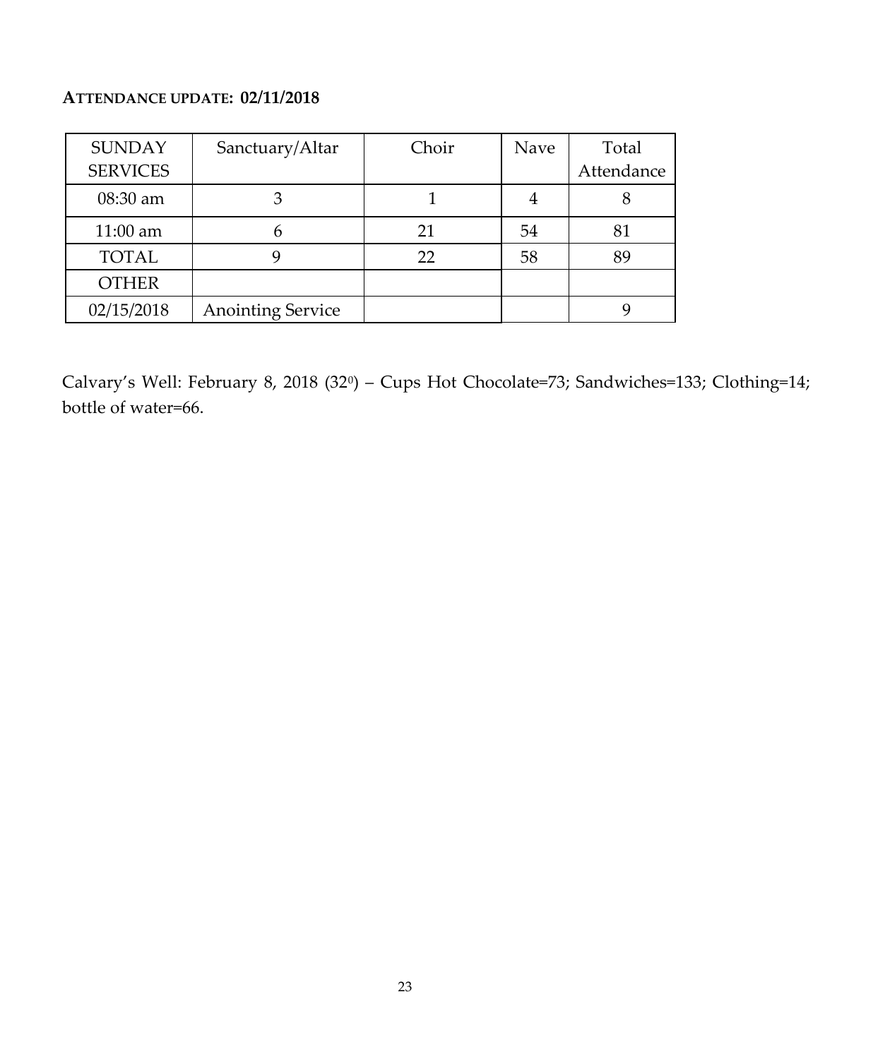**ATTENDANCE UPDATE: 02/11/2018**

| SUNDAY SERVICES | Sanctuary/Altar | Choir | Nave | Total Attendance |
|---|---|---|---|---|
| 08:30 am | 3 | 1 | 4 | 8 |
| 11:00 am | 6 | 21 | 54 | 81 |
| TOTAL | 9 | 22 | 58 | 89 |
| OTHER | | | | |
| 02/15/2018 | Anointing Service | | | 9 |

Calvary's Well: February 8, 2018 ($32^0$) – Cups Hot Chocolate=73; Sandwiches=133; Clothing=14; bottle of water=66.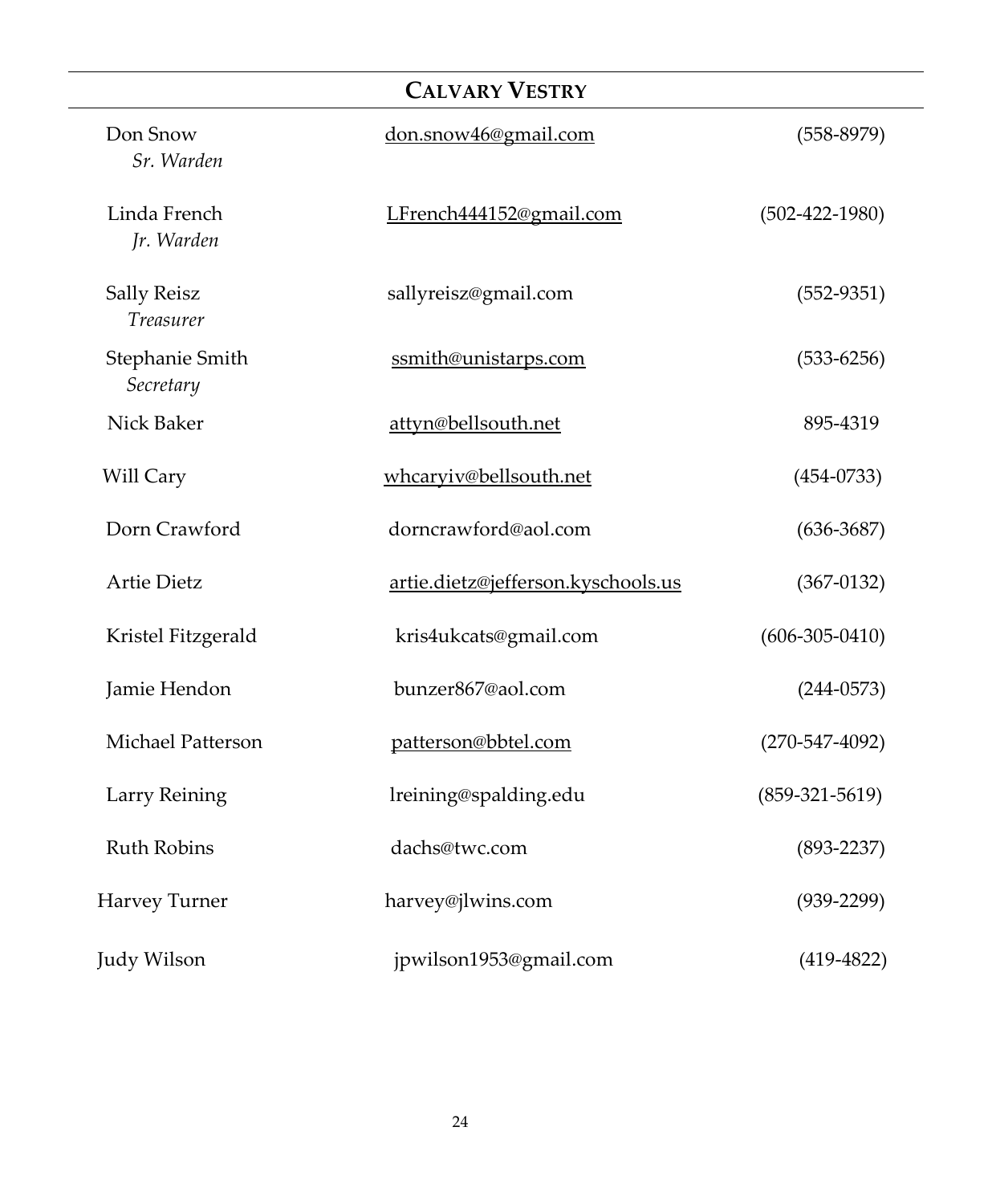## CALVARY VESTRY

| | | |
|---|---|---|
| Don Snow *Sr. Warden* | don.snow46@gmail.com | (558-8979) |
| Linda French *Jr. Warden* | LFrench444152@gmail.com | (502-422-1980) |
| Sally Reisz *Treasurer* | sallyreisz@gmail.com | (552-9351) |
| Stephanie Smith *Secretary* | ssmith@unistarps.com | (533-6256) |
| Nick Baker | attyn@bellsouth.net | 895-4319 |
| Will Cary | whcaryiv@bellsouth.net | (454-0733) |
| Dorn Crawford | dorncrawford@aol.com | (636-3687) |
| Artie Dietz | artie.dietz@jefferson.kyschools.us | (367-0132) |
| Kristel Fitzgerald | kris4ukcats@gmail.com | (606-305-0410) |
| Jamie Hendon | bunzer867@aol.com | (244-0573) |
| Michael Patterson | patterson@bbtel.com | (270-547-4092) |
| Larry Reining | lreining@spalding.edu | (859-321-5619) |
| Ruth Robins | dachs@twc.com | (893-2237) |
| Harvey Turner | harvey@jlwins.com | (939-2299) |
| Judy Wilson | jpwilson1953@gmail.com | (419-4822) |